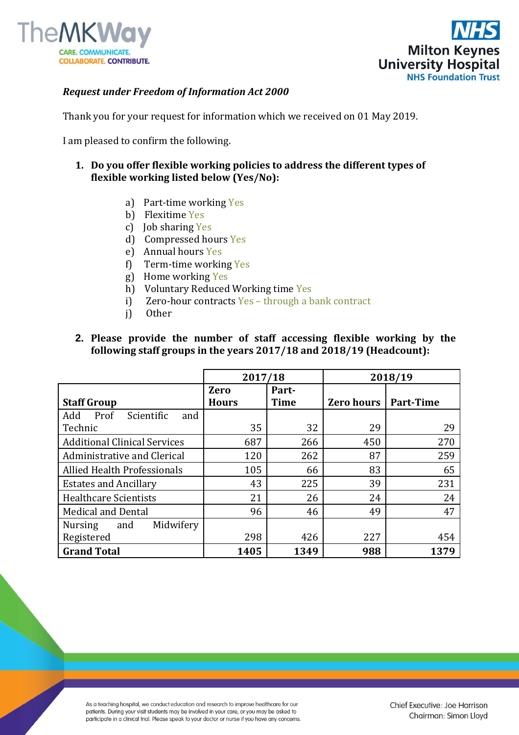*Request under Freedom of Information Act 2000*

Thank you for your request for information which we received on 01 May 2019.

I am pleased to confirm the following.

1. **Do you offer flexible working policies to address the different types of flexible working listed below (Yes/No):**

   a) Part-time working Yes
   b) Flexitime Yes
   c) Job sharing Yes
   d) Compressed hours Yes
   e) Annual hours Yes
   f) Term-time working Yes
   g) Home working Yes
   h) Voluntary Reduced Working time Yes
   i) Zero-hour contracts Yes – through a bank contract
   j) Other

2. **Please provide the number of staff accessing flexible working by the following staff groups in the years 2017/18 and 2018/19 (Headcount):**

| | 2017/18 | | 2018/19 | |
|---|---|---|---|---|
| **Staff Group** | **Zero Hours** | **Part-Time** | **Zero hours** | **Part-Time** |
| Add Prof Scientific and Technic | 35 | 32 | 29 | 29 |
| Additional Clinical Services | 687 | 266 | 450 | 270 |
| Administrative and Clerical | 120 | 262 | 87 | 259 |
| Allied Health Professionals | 105 | 66 | 83 | 65 |
| Estates and Ancillary | 43 | 225 | 39 | 231 |
| Healthcare Scientists | 21 | 26 | 24 | 24 |
| Medical and Dental | 96 | 46 | 49 | 47 |
| Nursing and Midwifery Registered | 298 | 426 | 227 | 454 |
| **Grand Total** | **1405** | **1349** | **988** | **1379** |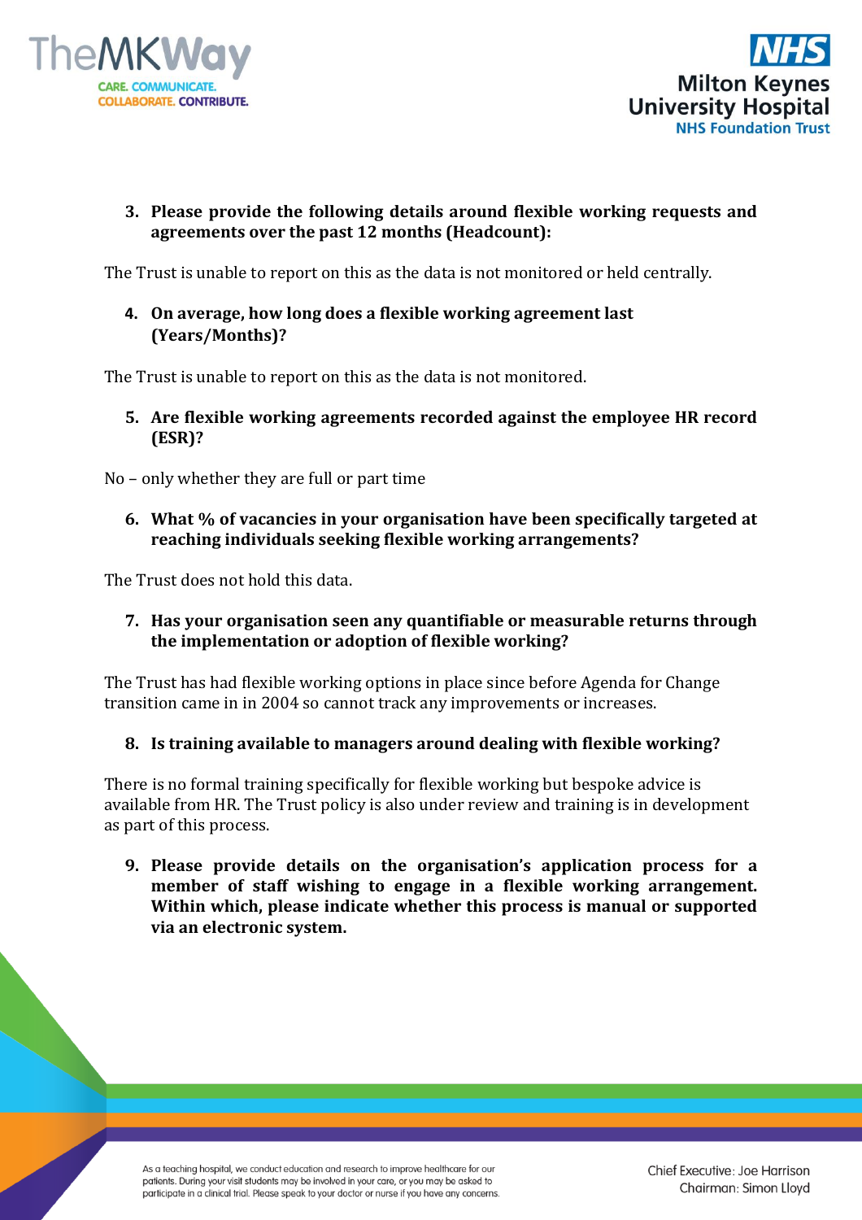3. **Please provide the following details around flexible working requests and agreements over the past 12 months (Headcount):**

The Trust is unable to report on this as the data is not monitored or held centrally.

4. **On average, how long does a flexible working agreement last (Years/Months)?**

The Trust is unable to report on this as the data is not monitored.

5. **Are flexible working agreements recorded against the employee HR record (ESR)?**

No – only whether they are full or part time

6. **What % of vacancies in your organisation have been specifically targeted at reaching individuals seeking flexible working arrangements?**

The Trust does not hold this data.

7. **Has your organisation seen any quantifiable or measurable returns through the implementation or adoption of flexible working?**

The Trust has had flexible working options in place since before Agenda for Change transition came in in 2004 so cannot track any improvements or increases.

8. **Is training available to managers around dealing with flexible working?**

There is no formal training specifically for flexible working but bespoke advice is available from HR. The Trust policy is also under review and training is in development as part of this process.

9. **Please provide details on the organisation's application process for a member of staff wishing to engage in a flexible working arrangement. Within which, please indicate whether this process is manual or supported via an electronic system.**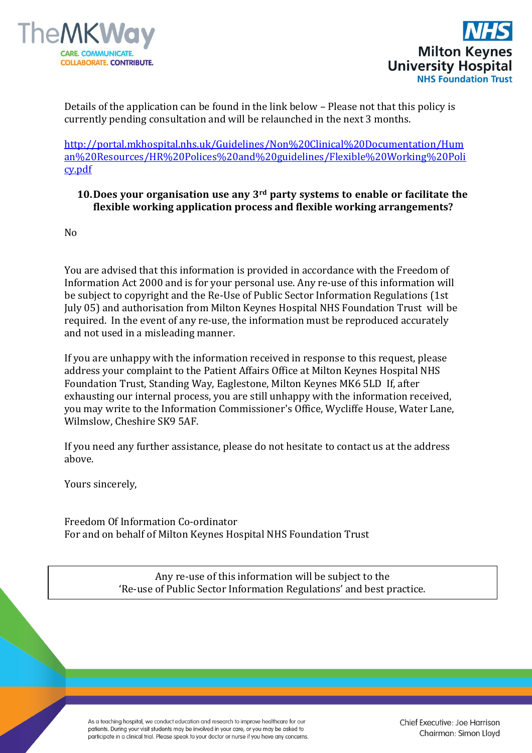Details of the application can be found in the link below – Please not that this policy is currently pending consultation and will be relaunched in the next 3 months.

http://portal.mkhospital.nhs.uk/Guidelines/Non%20Clinical%20Documentation/Human%20Resources/HR%20Polices%20and%20guidelines/Flexible%20Working%20Policy.pdf

**10. Does your organisation use any 3rd party systems to enable or facilitate the flexible working application process and flexible working arrangements?**

No

You are advised that this information is provided in accordance with the Freedom of Information Act 2000 and is for your personal use. Any re-use of this information will be subject to copyright and the Re-Use of Public Sector Information Regulations (1st July 05) and authorisation from Milton Keynes Hospital NHS Foundation Trust will be required. In the event of any re-use, the information must be reproduced accurately and not used in a misleading manner.

If you are unhappy with the information received in response to this request, please address your complaint to the Patient Affairs Office at Milton Keynes Hospital NHS Foundation Trust, Standing Way, Eaglestone, Milton Keynes MK6 5LD If, after exhausting our internal process, you are still unhappy with the information received, you may write to the Information Commissioner's Office, Wycliffe House, Water Lane, Wilmslow, Cheshire SK9 5AF.

If you need any further assistance, please do not hesitate to contact us at the address above.

Yours sincerely,

Freedom Of Information Co-ordinator
For and on behalf of Milton Keynes Hospital NHS Foundation Trust

Any re-use of this information will be subject to the 'Re-use of Public Sector Information Regulations' and best practice.

As a teaching hospital, we conduct education and research to improve healthcare for our patients. During your visit students may be involved in your care, or you may be asked to participate in a clinical trial. Please speak to your doctor or nurse if you have any concerns.

Chief Executive: Joe Harrison
Chairman: Simon Lloyd